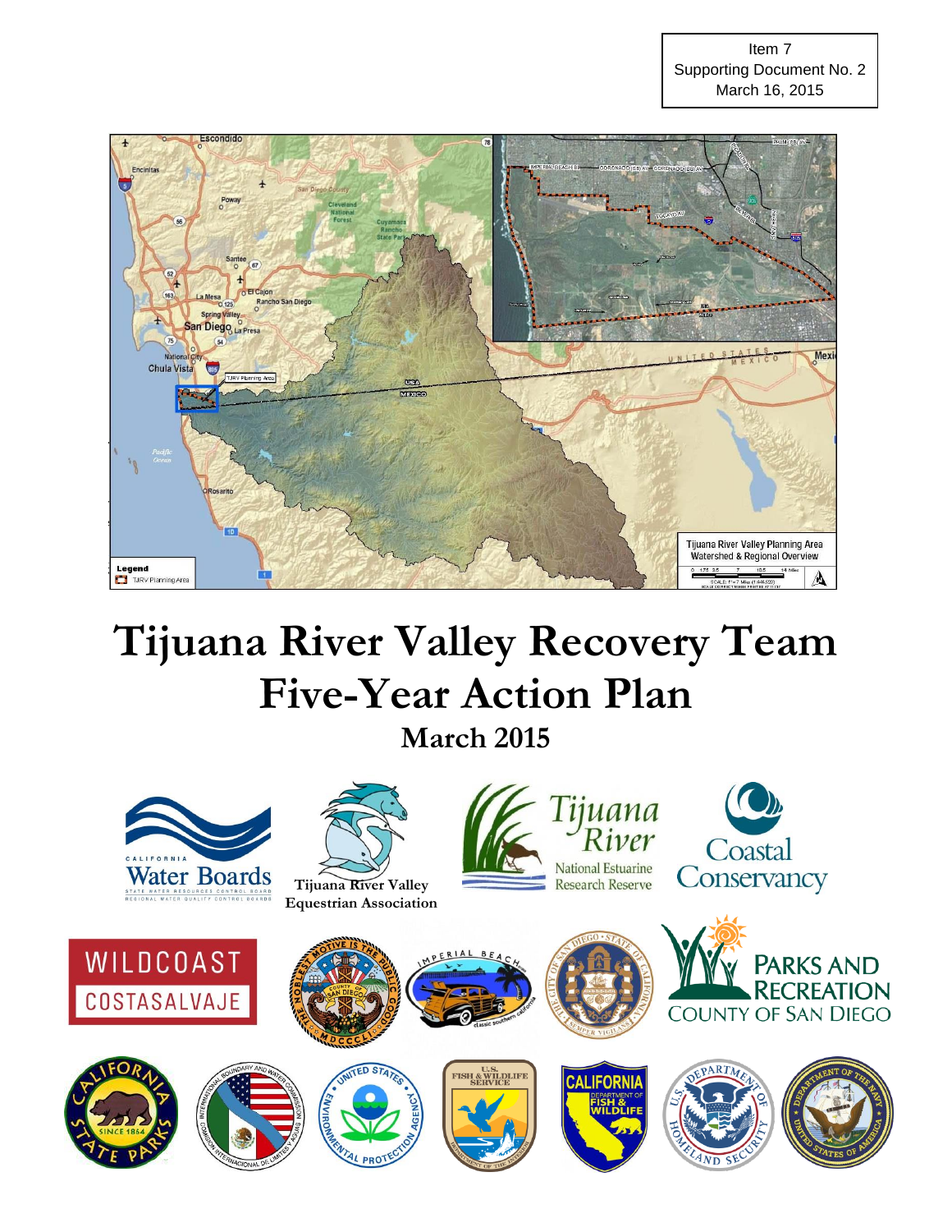Item 7
Supporting Document No. 2
March 16, 2015

# Tijuana River Valley Recovery Team Five-Year Action Plan

## March 2015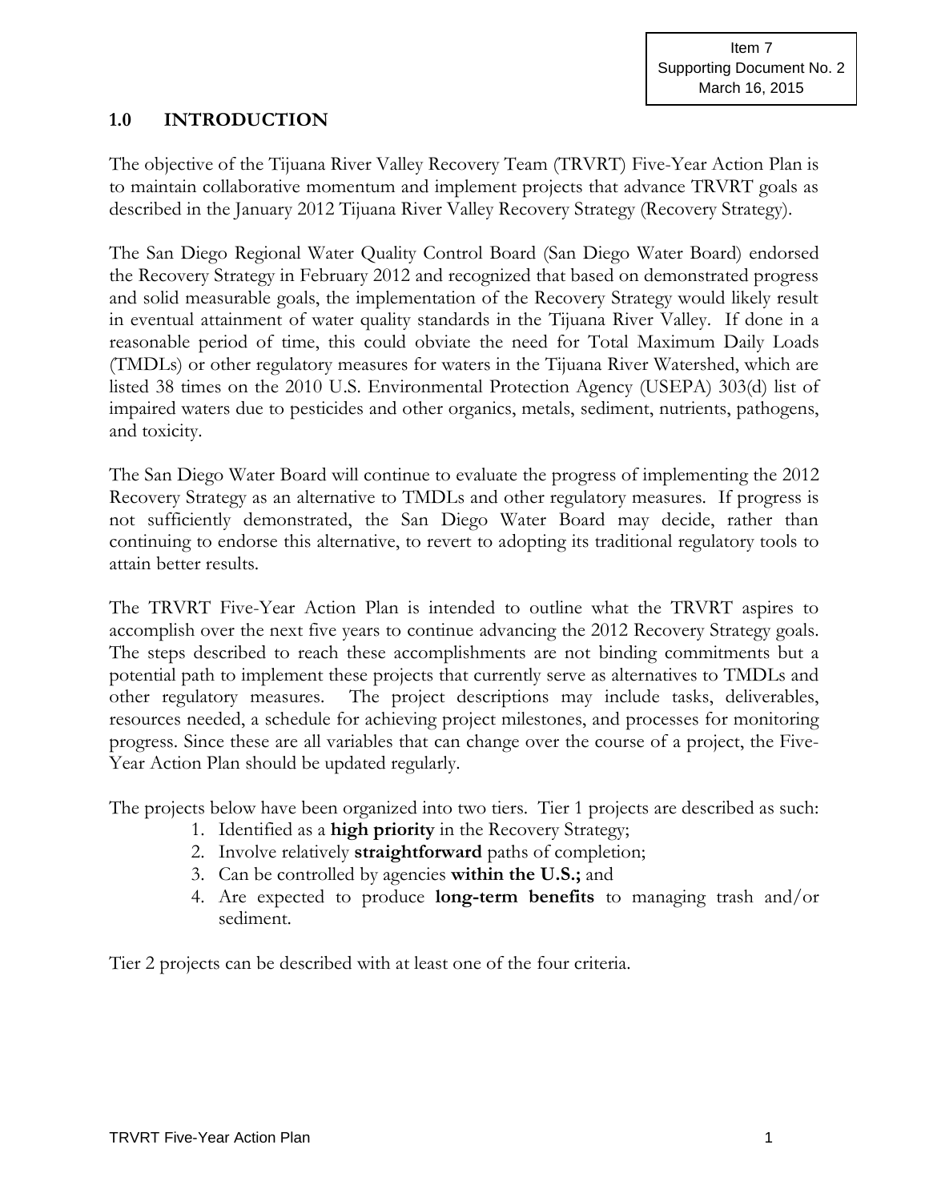Item 7
Supporting Document No. 2
March 16, 2015

## 1.0 INTRODUCTION

The objective of the Tijuana River Valley Recovery Team (TRVRT) Five-Year Action Plan is to maintain collaborative momentum and implement projects that advance TRVRT goals as described in the January 2012 Tijuana River Valley Recovery Strategy (Recovery Strategy).

The San Diego Regional Water Quality Control Board (San Diego Water Board) endorsed the Recovery Strategy in February 2012 and recognized that based on demonstrated progress and solid measurable goals, the implementation of the Recovery Strategy would likely result in eventual attainment of water quality standards in the Tijuana River Valley. If done in a reasonable period of time, this could obviate the need for Total Maximum Daily Loads (TMDLs) or other regulatory measures for waters in the Tijuana River Watershed, which are listed 38 times on the 2010 U.S. Environmental Protection Agency (USEPA) 303(d) list of impaired waters due to pesticides and other organics, metals, sediment, nutrients, pathogens, and toxicity.

The San Diego Water Board will continue to evaluate the progress of implementing the 2012 Recovery Strategy as an alternative to TMDLs and other regulatory measures. If progress is not sufficiently demonstrated, the San Diego Water Board may decide, rather than continuing to endorse this alternative, to revert to adopting its traditional regulatory tools to attain better results.

The TRVRT Five-Year Action Plan is intended to outline what the TRVRT aspires to accomplish over the next five years to continue advancing the 2012 Recovery Strategy goals. The steps described to reach these accomplishments are not binding commitments but a potential path to implement these projects that currently serve as alternatives to TMDLs and other regulatory measures. The project descriptions may include tasks, deliverables, resources needed, a schedule for achieving project milestones, and processes for monitoring progress. Since these are all variables that can change over the course of a project, the Five-Year Action Plan should be updated regularly.

The projects below have been organized into two tiers. Tier 1 projects are described as such:

1. Identified as a **high priority** in the Recovery Strategy;
2. Involve relatively **straightforward** paths of completion;
3. Can be controlled by agencies **within the U.S.;** and
4. Are expected to produce **long-term benefits** to managing trash and/or sediment.

Tier 2 projects can be described with at least one of the four criteria.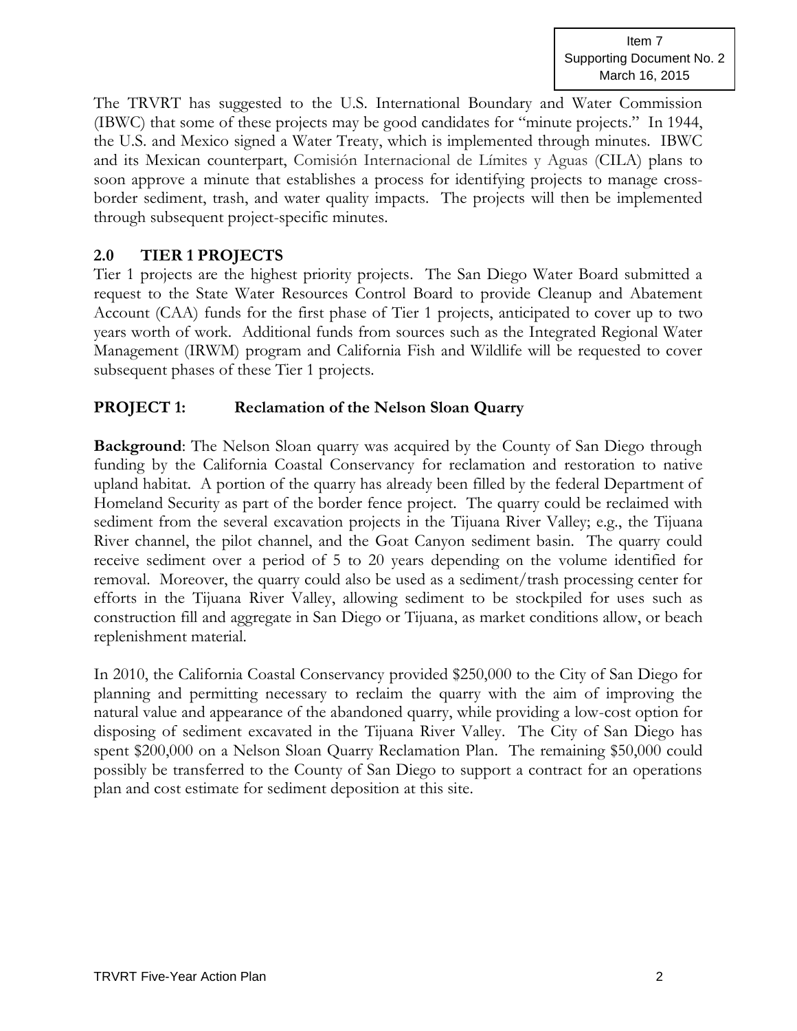Item 7
Supporting Document No. 2
March 16, 2015

The TRVRT has suggested to the U.S. International Boundary and Water Commission (IBWC) that some of these projects may be good candidates for "minute projects." In 1944, the U.S. and Mexico signed a Water Treaty, which is implemented through minutes. IBWC and its Mexican counterpart, Comisión Internacional de Límites y Aguas (CILA) plans to soon approve a minute that establishes a process for identifying projects to manage cross-border sediment, trash, and water quality impacts. The projects will then be implemented through subsequent project-specific minutes.

## 2.0 TIER 1 PROJECTS

Tier 1 projects are the highest priority projects. The San Diego Water Board submitted a request to the State Water Resources Control Board to provide Cleanup and Abatement Account (CAA) funds for the first phase of Tier 1 projects, anticipated to cover up to two years worth of work. Additional funds from sources such as the Integrated Regional Water Management (IRWM) program and California Fish and Wildlife will be requested to cover subsequent phases of these Tier 1 projects.

### PROJECT 1: Reclamation of the Nelson Sloan Quarry

**Background**: The Nelson Sloan quarry was acquired by the County of San Diego through funding by the California Coastal Conservancy for reclamation and restoration to native upland habitat. A portion of the quarry has already been filled by the federal Department of Homeland Security as part of the border fence project. The quarry could be reclaimed with sediment from the several excavation projects in the Tijuana River Valley; e.g., the Tijuana River channel, the pilot channel, and the Goat Canyon sediment basin. The quarry could receive sediment over a period of 5 to 20 years depending on the volume identified for removal. Moreover, the quarry could also be used as a sediment/trash processing center for efforts in the Tijuana River Valley, allowing sediment to be stockpiled for uses such as construction fill and aggregate in San Diego or Tijuana, as market conditions allow, or beach replenishment material.

In 2010, the California Coastal Conservancy provided $250,000 to the City of San Diego for planning and permitting necessary to reclaim the quarry with the aim of improving the natural value and appearance of the abandoned quarry, while providing a low-cost option for disposing of sediment excavated in the Tijuana River Valley. The City of San Diego has spent $200,000 on a Nelson Sloan Quarry Reclamation Plan. The remaining $50,000 could possibly be transferred to the County of San Diego to support a contract for an operations plan and cost estimate for sediment deposition at this site.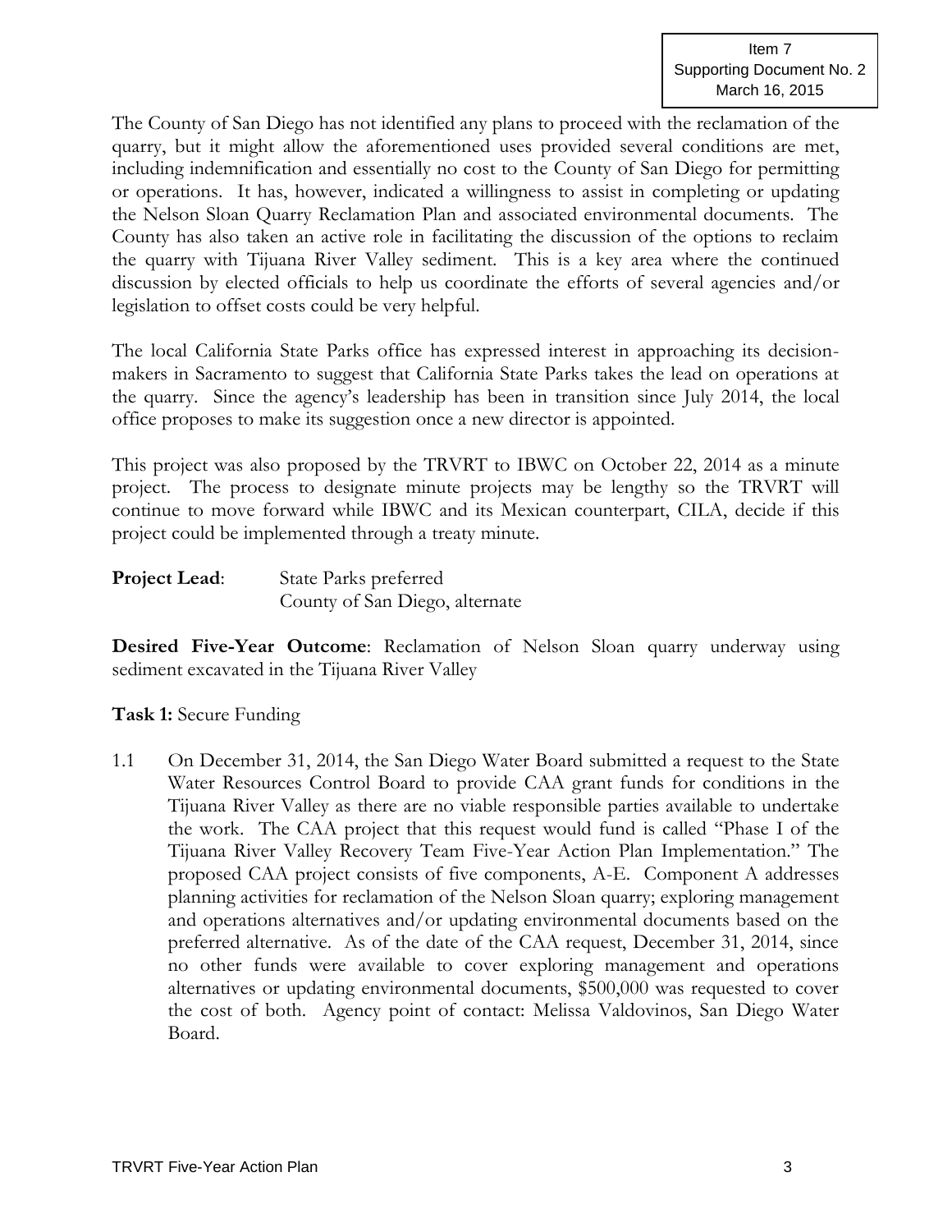The County of San Diego has not identified any plans to proceed with the reclamation of the quarry, but it might allow the aforementioned uses provided several conditions are met, including indemnification and essentially no cost to the County of San Diego for permitting or operations. It has, however, indicated a willingness to assist in completing or updating the Nelson Sloan Quarry Reclamation Plan and associated environmental documents. The County has also taken an active role in facilitating the discussion of the options to reclaim the quarry with Tijuana River Valley sediment. This is a key area where the continued discussion by elected officials to help us coordinate the efforts of several agencies and/or legislation to offset costs could be very helpful.

The local California State Parks office has expressed interest in approaching its decision-makers in Sacramento to suggest that California State Parks takes the lead on operations at the quarry. Since the agency's leadership has been in transition since July 2014, the local office proposes to make its suggestion once a new director is appointed.

This project was also proposed by the TRVRT to IBWC on October 22, 2014 as a minute project. The process to designate minute projects may be lengthy so the TRVRT will continue to move forward while IBWC and its Mexican counterpart, CILA, decide if this project could be implemented through a treaty minute.

**Project Lead**: State Parks preferred
County of San Diego, alternate

**Desired Five-Year Outcome**: Reclamation of Nelson Sloan quarry underway using sediment excavated in the Tijuana River Valley

**Task 1:** Secure Funding

1.1 On December 31, 2014, the San Diego Water Board submitted a request to the State Water Resources Control Board to provide CAA grant funds for conditions in the Tijuana River Valley as there are no viable responsible parties available to undertake the work. The CAA project that this request would fund is called "Phase I of the Tijuana River Valley Recovery Team Five-Year Action Plan Implementation." The proposed CAA project consists of five components, A-E. Component A addresses planning activities for reclamation of the Nelson Sloan quarry; exploring management and operations alternatives and/or updating environmental documents based on the preferred alternative. As of the date of the CAA request, December 31, 2014, since no other funds were available to cover exploring management and operations alternatives or updating environmental documents, $500,000 was requested to cover the cost of both. Agency point of contact: Melissa Valdovinos, San Diego Water Board.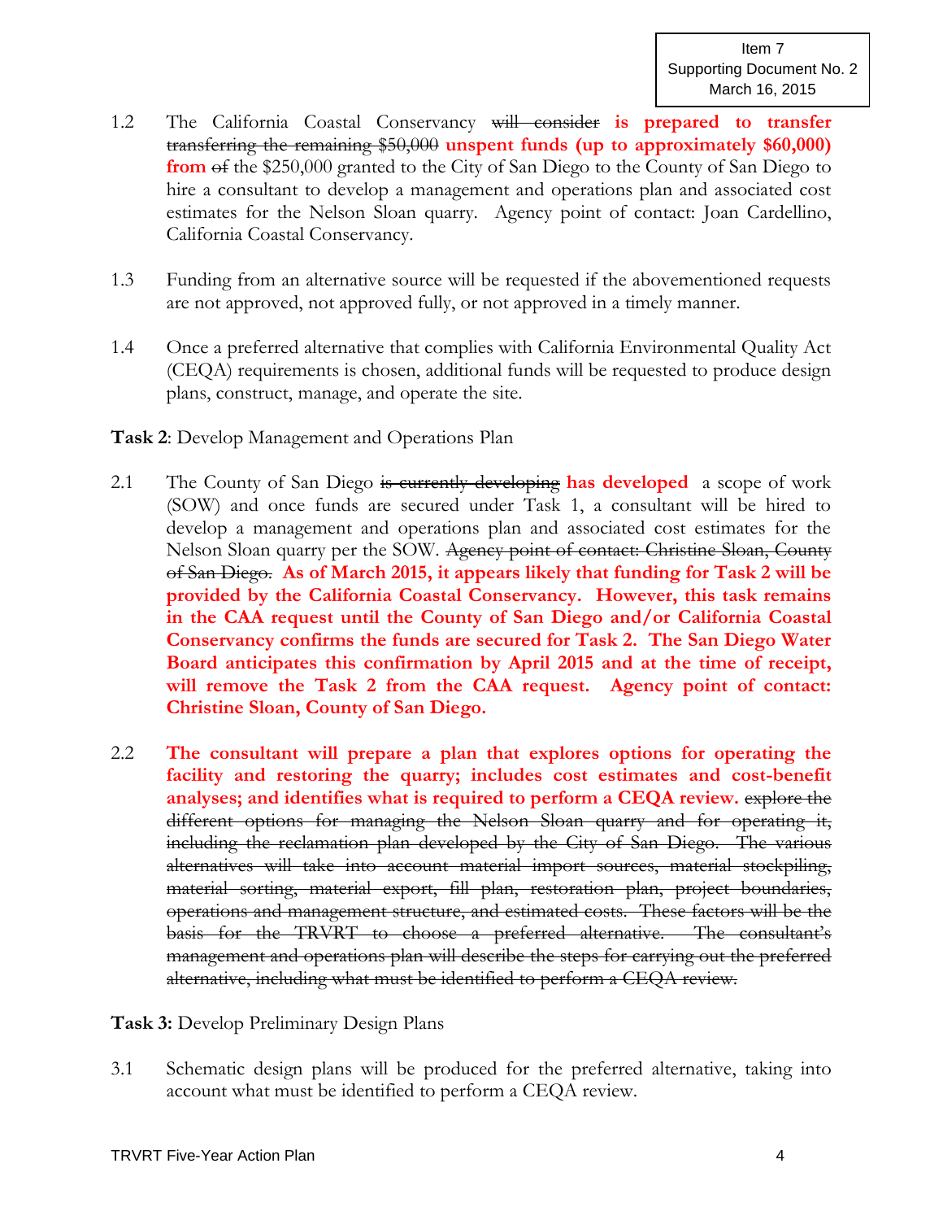Item 7
Supporting Document No. 2
March 16, 2015

1.2 The California Coastal Conservancy ~~will consider~~ **is prepared to transfer** ~~transferring the remaining $50,000~~ **unspent funds (up to approximately $60,000) from** ~~of~~ the $250,000 granted to the City of San Diego to the County of San Diego to hire a consultant to develop a management and operations plan and associated cost estimates for the Nelson Sloan quarry. Agency point of contact: Joan Cardellino, California Coastal Conservancy.

1.3 Funding from an alternative source will be requested if the abovementioned requests are not approved, not approved fully, or not approved in a timely manner.

1.4 Once a preferred alternative that complies with California Environmental Quality Act (CEQA) requirements is chosen, additional funds will be requested to produce design plans, construct, manage, and operate the site.

**Task 2**: Develop Management and Operations Plan

2.1 The County of San Diego ~~is currently developing~~ **has developed** a scope of work (SOW) and once funds are secured under Task 1, a consultant will be hired to develop a management and operations plan and associated cost estimates for the Nelson Sloan quarry per the SOW. ~~Agency point of contact: Christine Sloan, County of San Diego.~~ **As of March 2015, it appears likely that funding for Task 2 will be provided by the California Coastal Conservancy. However, this task remains in the CAA request until the County of San Diego and/or California Coastal Conservancy confirms the funds are secured for Task 2. The San Diego Water Board anticipates this confirmation by April 2015 and at the time of receipt, will remove the Task 2 from the CAA request. Agency point of contact: Christine Sloan, County of San Diego.**

2.2 **The consultant will prepare a plan that explores options for operating the facility and restoring the quarry; includes cost estimates and cost-benefit analyses; and identifies what is required to perform a CEQA review.** ~~explore the different options for managing the Nelson Sloan quarry and for operating it, including the reclamation plan developed by the City of San Diego. The various alternatives will take into account material import sources, material stockpiling, material sorting, material export, fill plan, restoration plan, project boundaries, operations and management structure, and estimated costs. These factors will be the basis for the TRVRT to choose a preferred alternative. The consultant's management and operations plan will describe the steps for carrying out the preferred alternative, including what must be identified to perform a CEQA review.~~

**Task 3:** Develop Preliminary Design Plans

3.1 Schematic design plans will be produced for the preferred alternative, taking into account what must be identified to perform a CEQA review.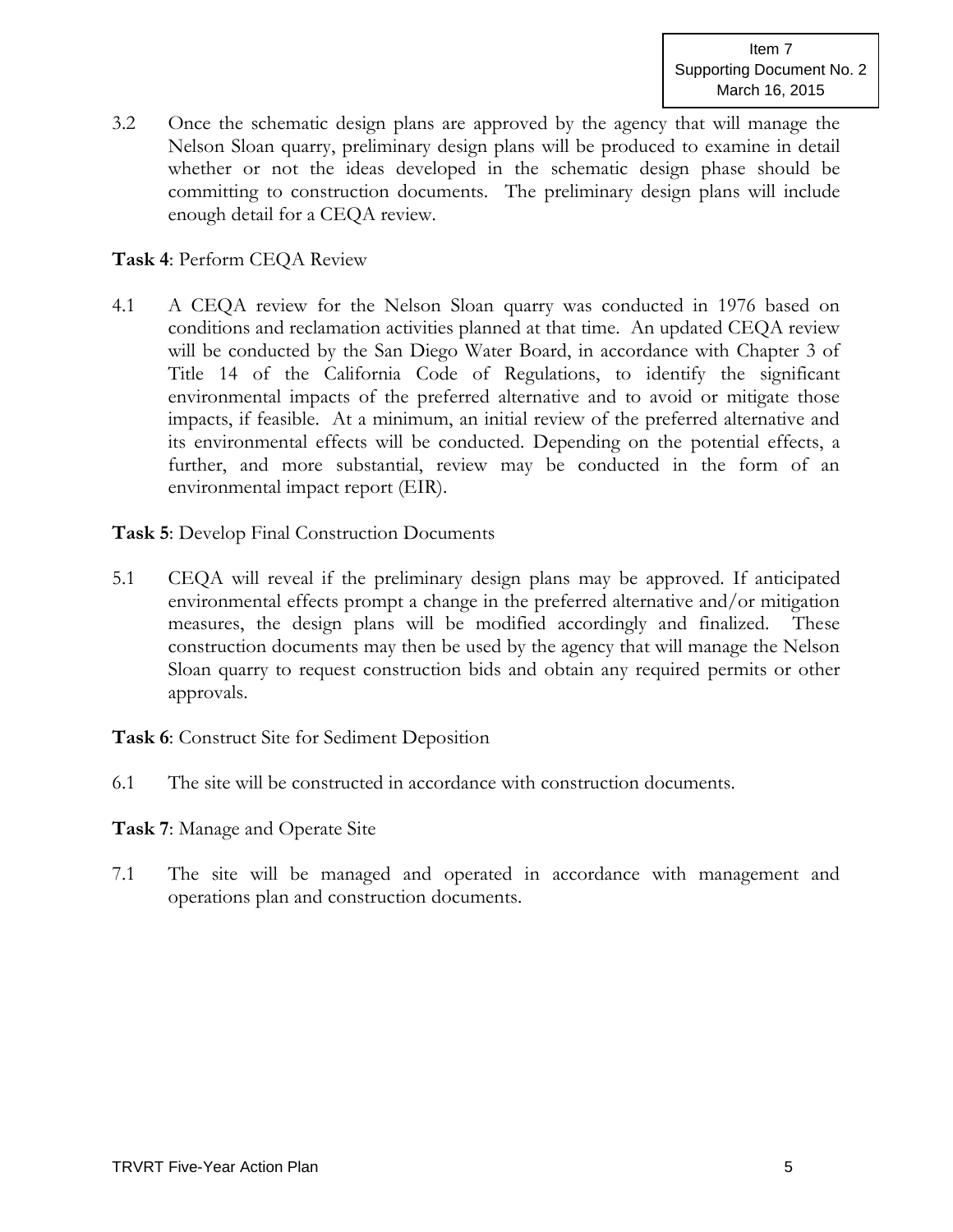3.2 Once the schematic design plans are approved by the agency that will manage the Nelson Sloan quarry, preliminary design plans will be produced to examine in detail whether or not the ideas developed in the schematic design phase should be committing to construction documents. The preliminary design plans will include enough detail for a CEQA review.

**Task 4**: Perform CEQA Review

4.1 A CEQA review for the Nelson Sloan quarry was conducted in 1976 based on conditions and reclamation activities planned at that time. An updated CEQA review will be conducted by the San Diego Water Board, in accordance with Chapter 3 of Title 14 of the California Code of Regulations, to identify the significant environmental impacts of the preferred alternative and to avoid or mitigate those impacts, if feasible. At a minimum, an initial review of the preferred alternative and its environmental effects will be conducted. Depending on the potential effects, a further, and more substantial, review may be conducted in the form of an environmental impact report (EIR).

**Task 5**: Develop Final Construction Documents

5.1 CEQA will reveal if the preliminary design plans may be approved. If anticipated environmental effects prompt a change in the preferred alternative and/or mitigation measures, the design plans will be modified accordingly and finalized. These construction documents may then be used by the agency that will manage the Nelson Sloan quarry to request construction bids and obtain any required permits or other approvals.

**Task 6**: Construct Site for Sediment Deposition

6.1 The site will be constructed in accordance with construction documents.

**Task 7**: Manage and Operate Site

7.1 The site will be managed and operated in accordance with management and operations plan and construction documents.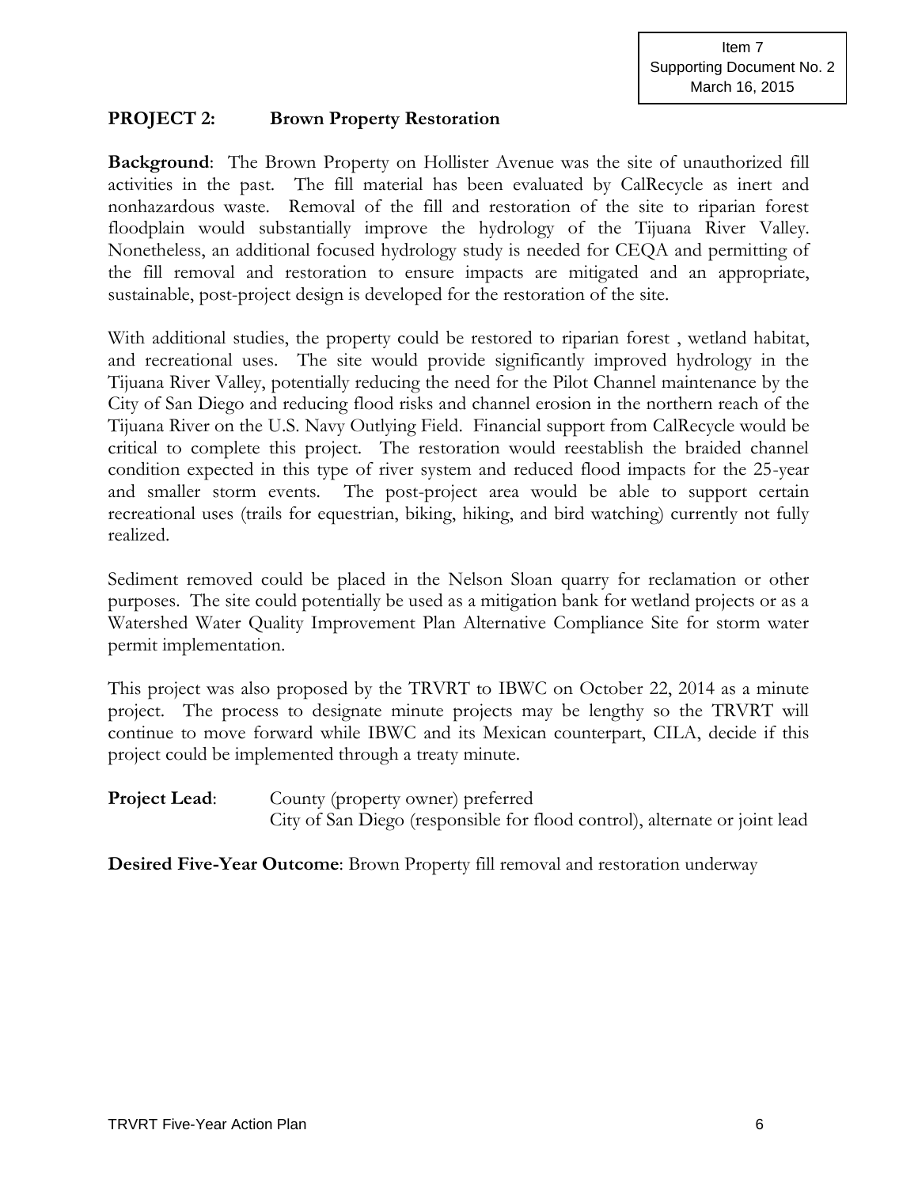Item 7
Supporting Document No. 2
March 16, 2015

## PROJECT 2: Brown Property Restoration

**Background**: The Brown Property on Hollister Avenue was the site of unauthorized fill activities in the past. The fill material has been evaluated by CalRecycle as inert and nonhazardous waste. Removal of the fill and restoration of the site to riparian forest floodplain would substantially improve the hydrology of the Tijuana River Valley. Nonetheless, an additional focused hydrology study is needed for CEQA and permitting of the fill removal and restoration to ensure impacts are mitigated and an appropriate, sustainable, post-project design is developed for the restoration of the site.

With additional studies, the property could be restored to riparian forest , wetland habitat, and recreational uses. The site would provide significantly improved hydrology in the Tijuana River Valley, potentially reducing the need for the Pilot Channel maintenance by the City of San Diego and reducing flood risks and channel erosion in the northern reach of the Tijuana River on the U.S. Navy Outlying Field. Financial support from CalRecycle would be critical to complete this project. The restoration would reestablish the braided channel condition expected in this type of river system and reduced flood impacts for the 25-year and smaller storm events. The post-project area would be able to support certain recreational uses (trails for equestrian, biking, hiking, and bird watching) currently not fully realized.

Sediment removed could be placed in the Nelson Sloan quarry for reclamation or other purposes. The site could potentially be used as a mitigation bank for wetland projects or as a Watershed Water Quality Improvement Plan Alternative Compliance Site for storm water permit implementation.

This project was also proposed by the TRVRT to IBWC on October 22, 2014 as a minute project. The process to designate minute projects may be lengthy so the TRVRT will continue to move forward while IBWC and its Mexican counterpart, CILA, decide if this project could be implemented through a treaty minute.

**Project Lead**: County (property owner) preferred
City of San Diego (responsible for flood control), alternate or joint lead

**Desired Five-Year Outcome**: Brown Property fill removal and restoration underway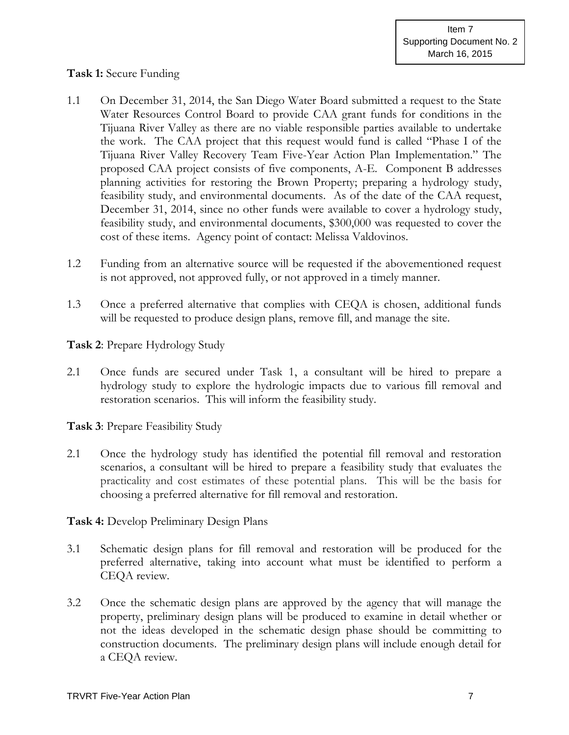**Task 1:** Secure Funding

1.1 On December 31, 2014, the San Diego Water Board submitted a request to the State Water Resources Control Board to provide CAA grant funds for conditions in the Tijuana River Valley as there are no viable responsible parties available to undertake the work. The CAA project that this request would fund is called "Phase I of the Tijuana River Valley Recovery Team Five-Year Action Plan Implementation." The proposed CAA project consists of five components, A-E. Component B addresses planning activities for restoring the Brown Property; preparing a hydrology study, feasibility study, and environmental documents. As of the date of the CAA request, December 31, 2014, since no other funds were available to cover a hydrology study, feasibility study, and environmental documents, $300,000 was requested to cover the cost of these items. Agency point of contact: Melissa Valdovinos.

1.2 Funding from an alternative source will be requested if the abovementioned request is not approved, not approved fully, or not approved in a timely manner.

1.3 Once a preferred alternative that complies with CEQA is chosen, additional funds will be requested to produce design plans, remove fill, and manage the site.

**Task 2**: Prepare Hydrology Study

2.1 Once funds are secured under Task 1, a consultant will be hired to prepare a hydrology study to explore the hydrologic impacts due to various fill removal and restoration scenarios. This will inform the feasibility study.

**Task 3**: Prepare Feasibility Study

2.1 Once the hydrology study has identified the potential fill removal and restoration scenarios, a consultant will be hired to prepare a feasibility study that evaluates the practicality and cost estimates of these potential plans. This will be the basis for choosing a preferred alternative for fill removal and restoration.

**Task 4:** Develop Preliminary Design Plans

3.1 Schematic design plans for fill removal and restoration will be produced for the preferred alternative, taking into account what must be identified to perform a CEQA review.

3.2 Once the schematic design plans are approved by the agency that will manage the property, preliminary design plans will be produced to examine in detail whether or not the ideas developed in the schematic design phase should be committing to construction documents. The preliminary design plans will include enough detail for a CEQA review.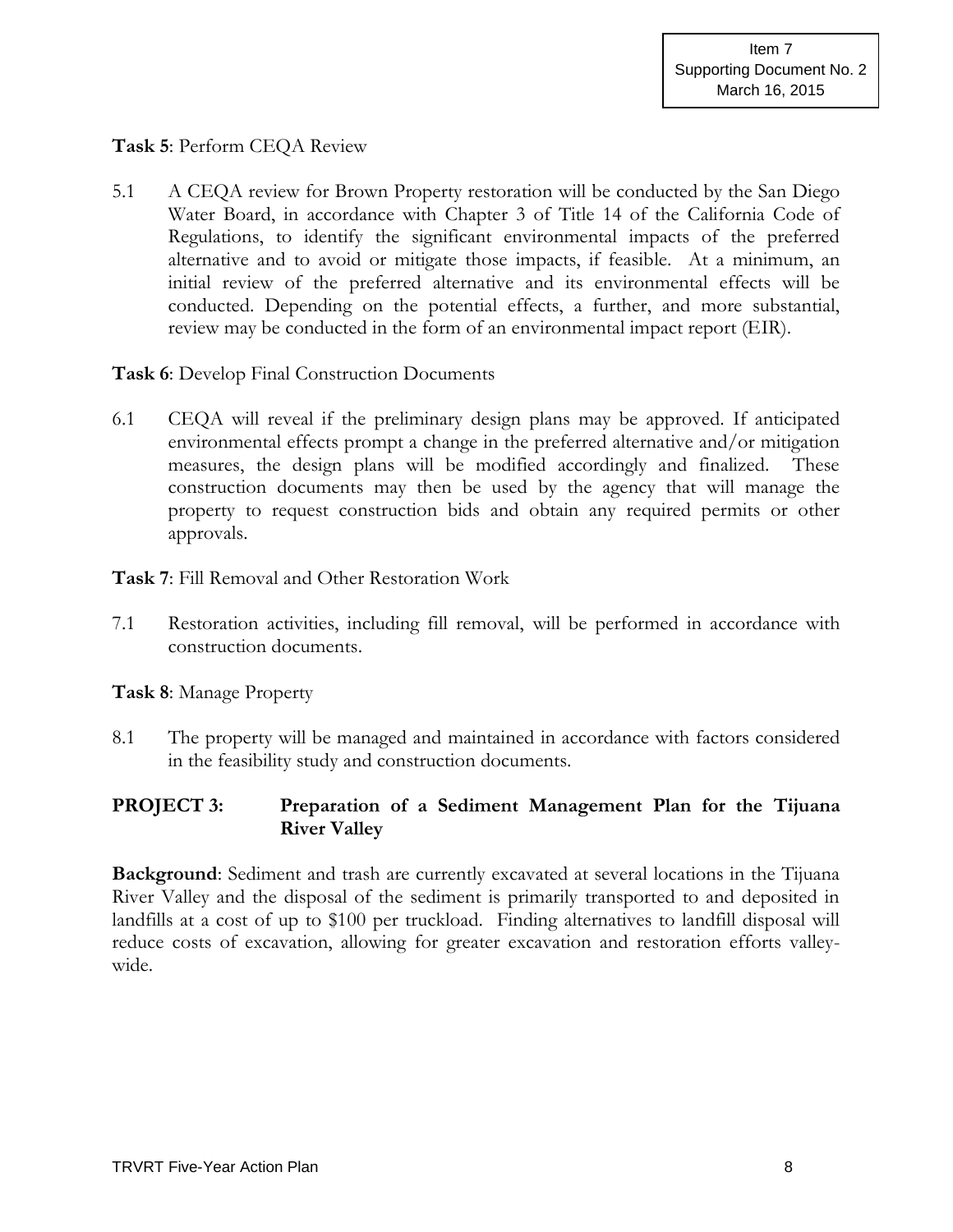**Task 5**: Perform CEQA Review

5.1 A CEQA review for Brown Property restoration will be conducted by the San Diego Water Board, in accordance with Chapter 3 of Title 14 of the California Code of Regulations, to identify the significant environmental impacts of the preferred alternative and to avoid or mitigate those impacts, if feasible. At a minimum, an initial review of the preferred alternative and its environmental effects will be conducted. Depending on the potential effects, a further, and more substantial, review may be conducted in the form of an environmental impact report (EIR).

**Task 6**: Develop Final Construction Documents

6.1 CEQA will reveal if the preliminary design plans may be approved. If anticipated environmental effects prompt a change in the preferred alternative and/or mitigation measures, the design plans will be modified accordingly and finalized. These construction documents may then be used by the agency that will manage the property to request construction bids and obtain any required permits or other approvals.

**Task 7**: Fill Removal and Other Restoration Work

7.1 Restoration activities, including fill removal, will be performed in accordance with construction documents.

**Task 8**: Manage Property

8.1 The property will be managed and maintained in accordance with factors considered in the feasibility study and construction documents.

## PROJECT 3: Preparation of a Sediment Management Plan for the Tijuana River Valley

**Background**: Sediment and trash are currently excavated at several locations in the Tijuana River Valley and the disposal of the sediment is primarily transported to and deposited in landfills at a cost of up to $100 per truckload. Finding alternatives to landfill disposal will reduce costs of excavation, allowing for greater excavation and restoration efforts valley-wide.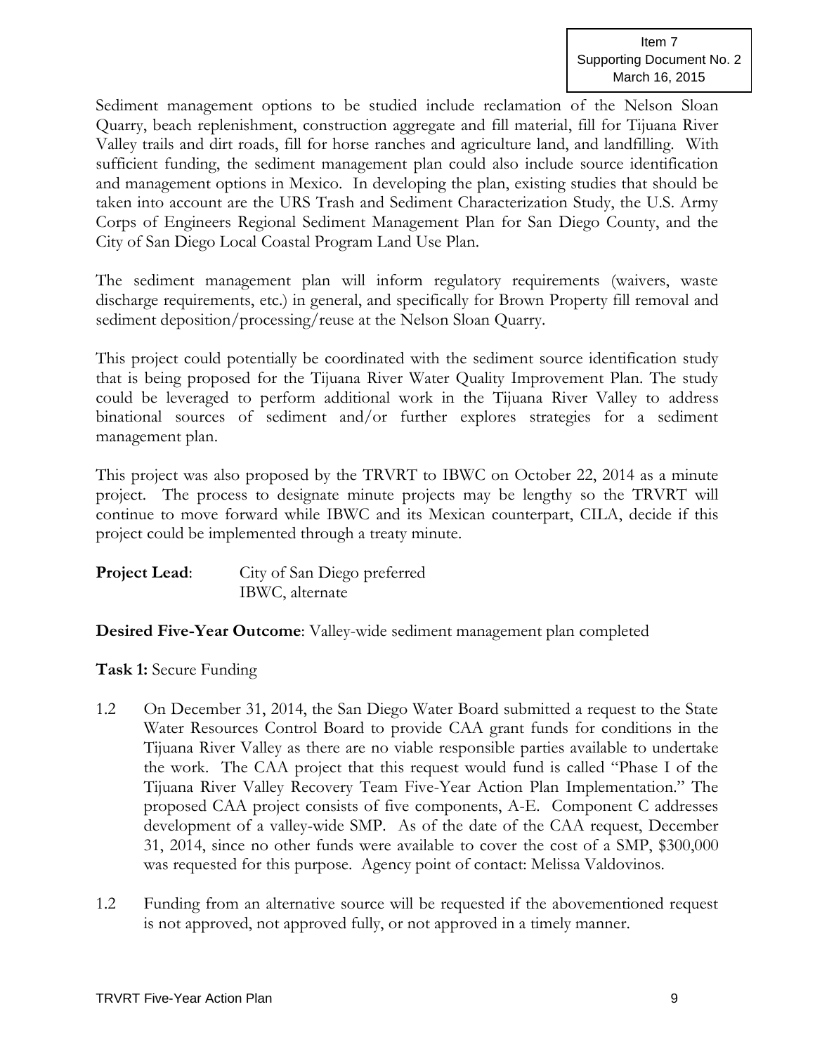Sediment management options to be studied include reclamation of the Nelson Sloan Quarry, beach replenishment, construction aggregate and fill material, fill for Tijuana River Valley trails and dirt roads, fill for horse ranches and agriculture land, and landfilling. With sufficient funding, the sediment management plan could also include source identification and management options in Mexico. In developing the plan, existing studies that should be taken into account are the URS Trash and Sediment Characterization Study, the U.S. Army Corps of Engineers Regional Sediment Management Plan for San Diego County, and the City of San Diego Local Coastal Program Land Use Plan.

The sediment management plan will inform regulatory requirements (waivers, waste discharge requirements, etc.) in general, and specifically for Brown Property fill removal and sediment deposition/processing/reuse at the Nelson Sloan Quarry.

This project could potentially be coordinated with the sediment source identification study that is being proposed for the Tijuana River Water Quality Improvement Plan. The study could be leveraged to perform additional work in the Tijuana River Valley to address binational sources of sediment and/or further explores strategies for a sediment management plan.

This project was also proposed by the TRVRT to IBWC on October 22, 2014 as a minute project. The process to designate minute projects may be lengthy so the TRVRT will continue to move forward while IBWC and its Mexican counterpart, CILA, decide if this project could be implemented through a treaty minute.

**Project Lead**: City of San Diego preferred
IBWC, alternate

**Desired Five-Year Outcome**: Valley-wide sediment management plan completed

**Task 1:** Secure Funding

1.2 On December 31, 2014, the San Diego Water Board submitted a request to the State Water Resources Control Board to provide CAA grant funds for conditions in the Tijuana River Valley as there are no viable responsible parties available to undertake the work. The CAA project that this request would fund is called "Phase I of the Tijuana River Valley Recovery Team Five-Year Action Plan Implementation." The proposed CAA project consists of five components, A-E. Component C addresses development of a valley-wide SMP. As of the date of the CAA request, December 31, 2014, since no other funds were available to cover the cost of a SMP, $300,000 was requested for this purpose. Agency point of contact: Melissa Valdovinos.

1.2 Funding from an alternative source will be requested if the abovementioned request is not approved, not approved fully, or not approved in a timely manner.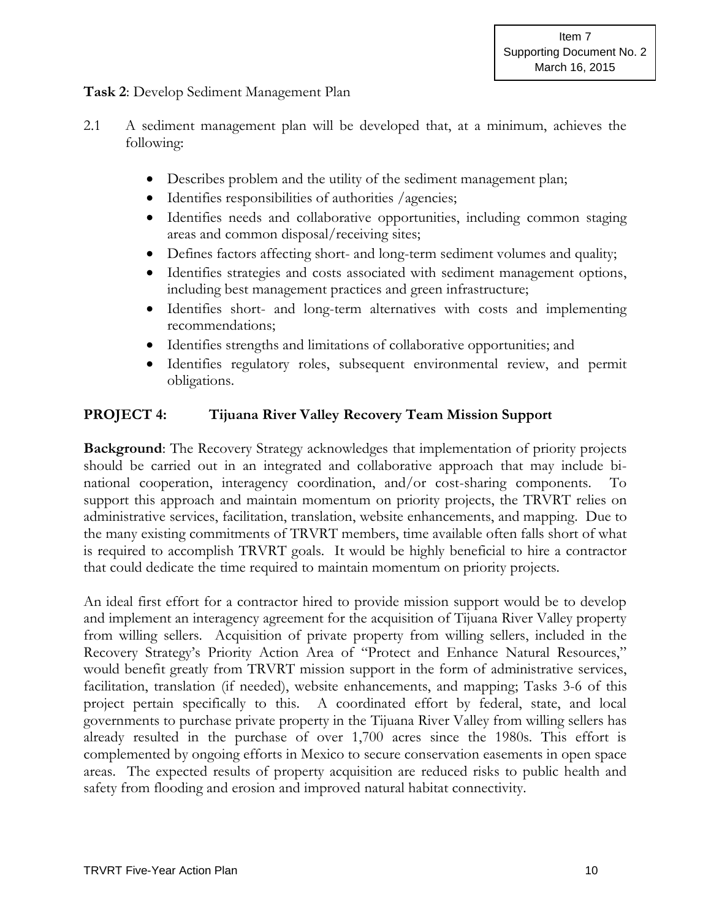**Task 2**: Develop Sediment Management Plan

2.1 A sediment management plan will be developed that, at a minimum, achieves the following:

- Describes problem and the utility of the sediment management plan;
- Identifies responsibilities of authorities /agencies;
- Identifies needs and collaborative opportunities, including common staging areas and common disposal/receiving sites;
- Defines factors affecting short- and long-term sediment volumes and quality;
- Identifies strategies and costs associated with sediment management options, including best management practices and green infrastructure;
- Identifies short- and long-term alternatives with costs and implementing recommendations;
- Identifies strengths and limitations of collaborative opportunities; and
- Identifies regulatory roles, subsequent environmental review, and permit obligations.

## PROJECT 4: Tijuana River Valley Recovery Team Mission Support

**Background**: The Recovery Strategy acknowledges that implementation of priority projects should be carried out in an integrated and collaborative approach that may include bi-national cooperation, interagency coordination, and/or cost-sharing components. To support this approach and maintain momentum on priority projects, the TRVRT relies on administrative services, facilitation, translation, website enhancements, and mapping. Due to the many existing commitments of TRVRT members, time available often falls short of what is required to accomplish TRVRT goals. It would be highly beneficial to hire a contractor that could dedicate the time required to maintain momentum on priority projects.

An ideal first effort for a contractor hired to provide mission support would be to develop and implement an interagency agreement for the acquisition of Tijuana River Valley property from willing sellers. Acquisition of private property from willing sellers, included in the Recovery Strategy's Priority Action Area of "Protect and Enhance Natural Resources," would benefit greatly from TRVRT mission support in the form of administrative services, facilitation, translation (if needed), website enhancements, and mapping; Tasks 3-6 of this project pertain specifically to this. A coordinated effort by federal, state, and local governments to purchase private property in the Tijuana River Valley from willing sellers has already resulted in the purchase of over 1,700 acres since the 1980s. This effort is complemented by ongoing efforts in Mexico to secure conservation easements in open space areas. The expected results of property acquisition are reduced risks to public health and safety from flooding and erosion and improved natural habitat connectivity.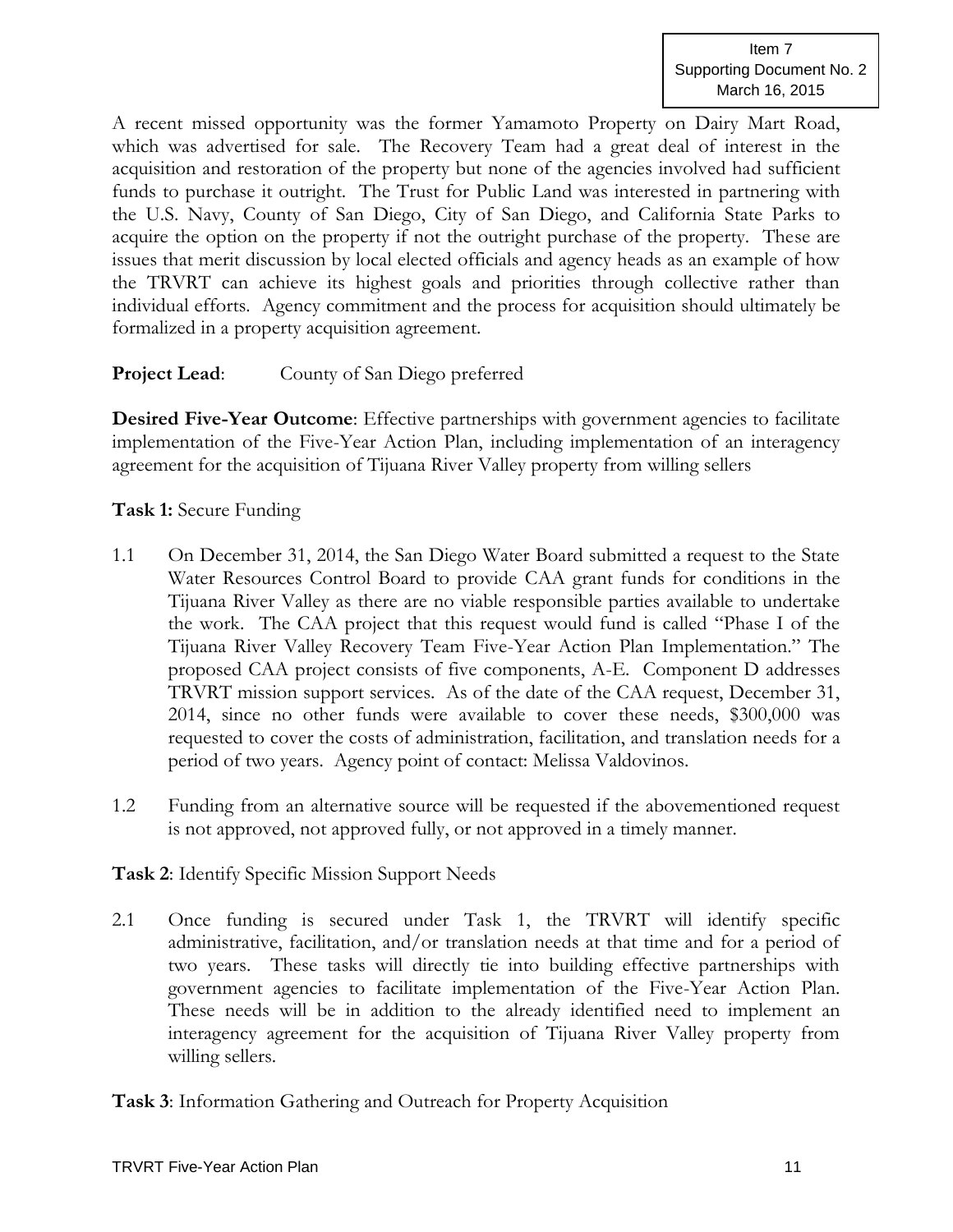A recent missed opportunity was the former Yamamoto Property on Dairy Mart Road, which was advertised for sale. The Recovery Team had a great deal of interest in the acquisition and restoration of the property but none of the agencies involved had sufficient funds to purchase it outright. The Trust for Public Land was interested in partnering with the U.S. Navy, County of San Diego, City of San Diego, and California State Parks to acquire the option on the property if not the outright purchase of the property. These are issues that merit discussion by local elected officials and agency heads as an example of how the TRVRT can achieve its highest goals and priorities through collective rather than individual efforts. Agency commitment and the process for acquisition should ultimately be formalized in a property acquisition agreement.

**Project Lead**: County of San Diego preferred

**Desired Five-Year Outcome**: Effective partnerships with government agencies to facilitate implementation of the Five-Year Action Plan, including implementation of an interagency agreement for the acquisition of Tijuana River Valley property from willing sellers

**Task 1:** Secure Funding

1.1 On December 31, 2014, the San Diego Water Board submitted a request to the State Water Resources Control Board to provide CAA grant funds for conditions in the Tijuana River Valley as there are no viable responsible parties available to undertake the work. The CAA project that this request would fund is called "Phase I of the Tijuana River Valley Recovery Team Five-Year Action Plan Implementation." The proposed CAA project consists of five components, A-E. Component D addresses TRVRT mission support services. As of the date of the CAA request, December 31, 2014, since no other funds were available to cover these needs, $300,000 was requested to cover the costs of administration, facilitation, and translation needs for a period of two years. Agency point of contact: Melissa Valdovinos.

1.2 Funding from an alternative source will be requested if the abovementioned request is not approved, not approved fully, or not approved in a timely manner.

**Task 2**: Identify Specific Mission Support Needs

2.1 Once funding is secured under Task 1, the TRVRT will identify specific administrative, facilitation, and/or translation needs at that time and for a period of two years. These tasks will directly tie into building effective partnerships with government agencies to facilitate implementation of the Five-Year Action Plan. These needs will be in addition to the already identified need to implement an interagency agreement for the acquisition of Tijuana River Valley property from willing sellers.

**Task 3**: Information Gathering and Outreach for Property Acquisition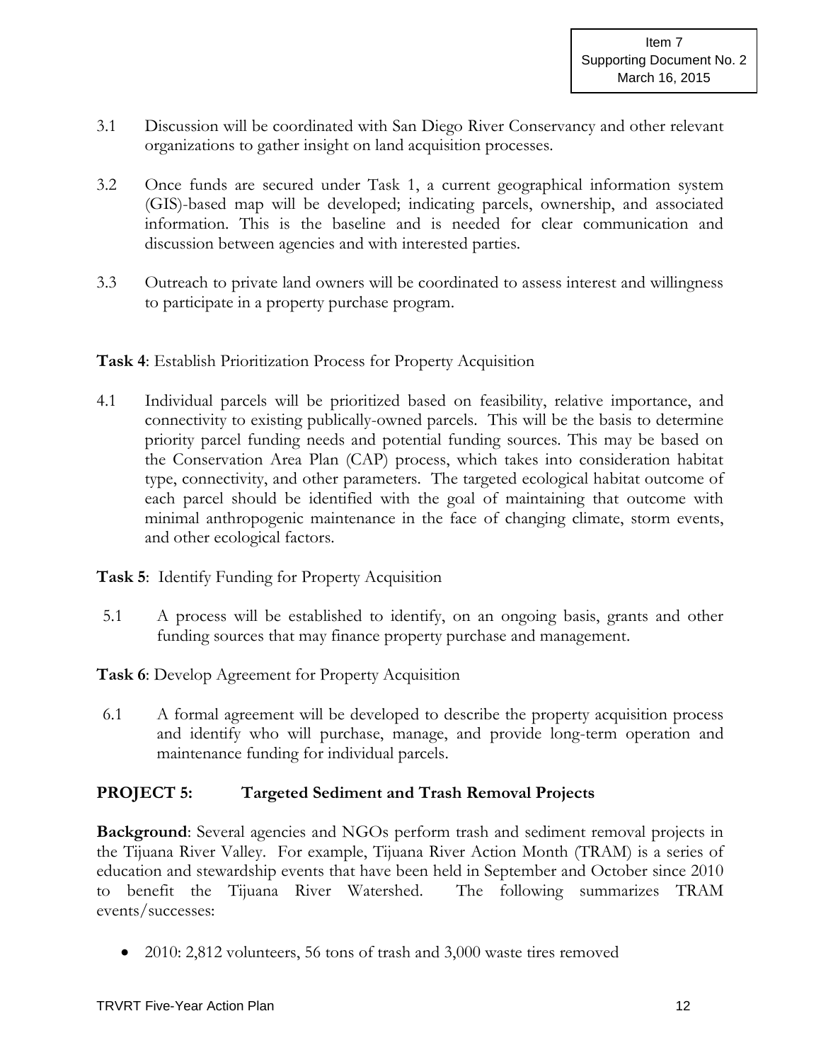3.1 Discussion will be coordinated with San Diego River Conservancy and other relevant organizations to gather insight on land acquisition processes.

3.2 Once funds are secured under Task 1, a current geographical information system (GIS)-based map will be developed; indicating parcels, ownership, and associated information. This is the baseline and is needed for clear communication and discussion between agencies and with interested parties.

3.3 Outreach to private land owners will be coordinated to assess interest and willingness to participate in a property purchase program.

**Task 4**: Establish Prioritization Process for Property Acquisition

4.1 Individual parcels will be prioritized based on feasibility, relative importance, and connectivity to existing publically-owned parcels. This will be the basis to determine priority parcel funding needs and potential funding sources. This may be based on the Conservation Area Plan (CAP) process, which takes into consideration habitat type, connectivity, and other parameters. The targeted ecological habitat outcome of each parcel should be identified with the goal of maintaining that outcome with minimal anthropogenic maintenance in the face of changing climate, storm events, and other ecological factors.

**Task 5**: Identify Funding for Property Acquisition

5.1 A process will be established to identify, on an ongoing basis, grants and other funding sources that may finance property purchase and management.

**Task 6**: Develop Agreement for Property Acquisition

6.1 A formal agreement will be developed to describe the property acquisition process and identify who will purchase, manage, and provide long-term operation and maintenance funding for individual parcels.

## PROJECT 5: Targeted Sediment and Trash Removal Projects

**Background**: Several agencies and NGOs perform trash and sediment removal projects in the Tijuana River Valley. For example, Tijuana River Action Month (TRAM) is a series of education and stewardship events that have been held in September and October since 2010 to benefit the Tijuana River Watershed. The following summarizes TRAM events/successes:

- 2010: 2,812 volunteers, 56 tons of trash and 3,000 waste tires removed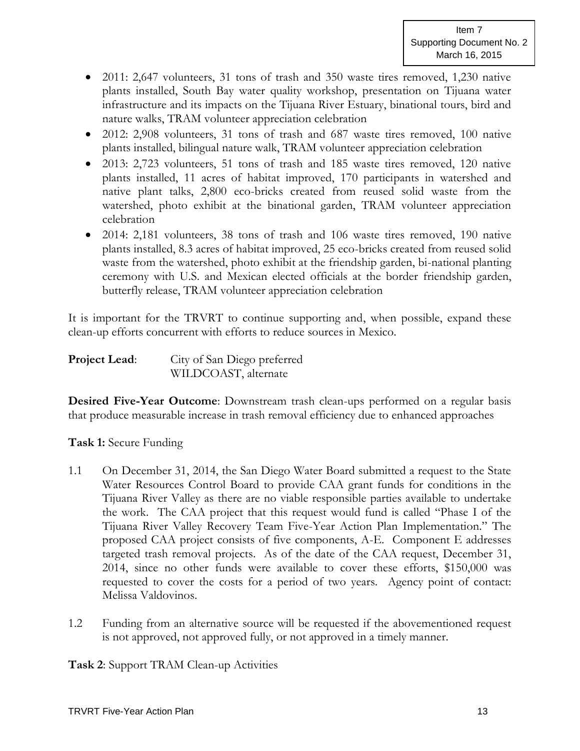- 2011: 2,647 volunteers, 31 tons of trash and 350 waste tires removed, 1,230 native plants installed, South Bay water quality workshop, presentation on Tijuana water infrastructure and its impacts on the Tijuana River Estuary, binational tours, bird and nature walks, TRAM volunteer appreciation celebration
- 2012: 2,908 volunteers, 31 tons of trash and 687 waste tires removed, 100 native plants installed, bilingual nature walk, TRAM volunteer appreciation celebration
- 2013: 2,723 volunteers, 51 tons of trash and 185 waste tires removed, 120 native plants installed, 11 acres of habitat improved, 170 participants in watershed and native plant talks, 2,800 eco-bricks created from reused solid waste from the watershed, photo exhibit at the binational garden, TRAM volunteer appreciation celebration
- 2014: 2,181 volunteers, 38 tons of trash and 106 waste tires removed, 190 native plants installed, 8.3 acres of habitat improved, 25 eco-bricks created from reused solid waste from the watershed, photo exhibit at the friendship garden, bi-national planting ceremony with U.S. and Mexican elected officials at the border friendship garden, butterfly release, TRAM volunteer appreciation celebration

It is important for the TRVRT to continue supporting and, when possible, expand these clean-up efforts concurrent with efforts to reduce sources in Mexico.

**Project Lead**: City of San Diego preferred
WILDCOAST, alternate

**Desired Five-Year Outcome**: Downstream trash clean-ups performed on a regular basis that produce measurable increase in trash removal efficiency due to enhanced approaches

**Task 1:** Secure Funding

1.1 On December 31, 2014, the San Diego Water Board submitted a request to the State Water Resources Control Board to provide CAA grant funds for conditions in the Tijuana River Valley as there are no viable responsible parties available to undertake the work. The CAA project that this request would fund is called "Phase I of the Tijuana River Valley Recovery Team Five-Year Action Plan Implementation." The proposed CAA project consists of five components, A-E. Component E addresses targeted trash removal projects. As of the date of the CAA request, December 31, 2014, since no other funds were available to cover these efforts, $150,000 was requested to cover the costs for a period of two years. Agency point of contact: Melissa Valdovinos.

1.2 Funding from an alternative source will be requested if the abovementioned request is not approved, not approved fully, or not approved in a timely manner.

**Task 2**: Support TRAM Clean-up Activities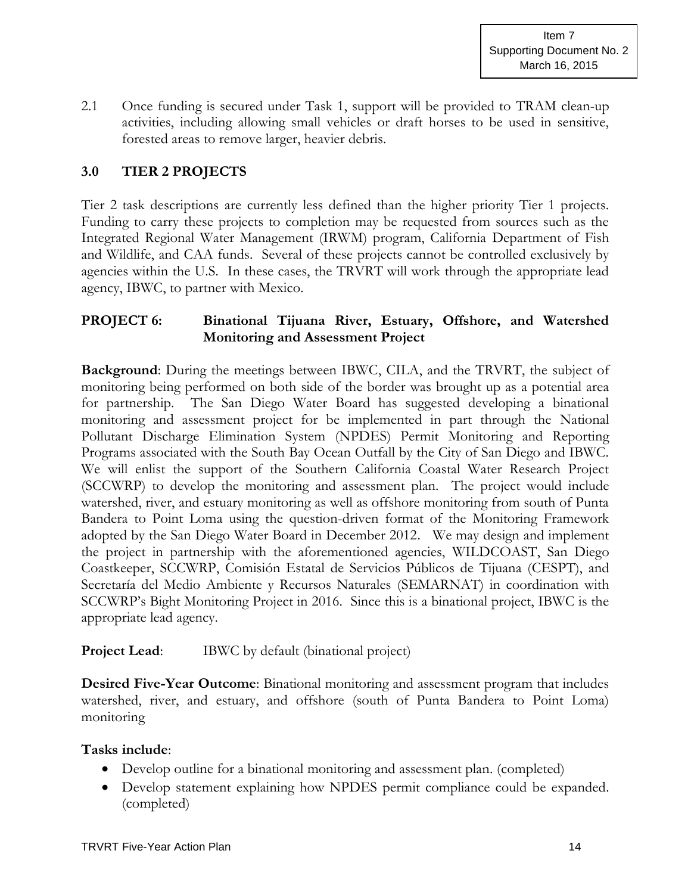2.1 Once funding is secured under Task 1, support will be provided to TRAM clean-up activities, including allowing small vehicles or draft horses to be used in sensitive, forested areas to remove larger, heavier debris.

## 3.0 TIER 2 PROJECTS

Tier 2 task descriptions are currently less defined than the higher priority Tier 1 projects. Funding to carry these projects to completion may be requested from sources such as the Integrated Regional Water Management (IRWM) program, California Department of Fish and Wildlife, and CAA funds. Several of these projects cannot be controlled exclusively by agencies within the U.S. In these cases, the TRVRT will work through the appropriate lead agency, IBWC, to partner with Mexico.

### PROJECT 6: Binational Tijuana River, Estuary, Offshore, and Watershed Monitoring and Assessment Project

**Background**: During the meetings between IBWC, CILA, and the TRVRT, the subject of monitoring being performed on both side of the border was brought up as a potential area for partnership. The San Diego Water Board has suggested developing a binational monitoring and assessment project for be implemented in part through the National Pollutant Discharge Elimination System (NPDES) Permit Monitoring and Reporting Programs associated with the South Bay Ocean Outfall by the City of San Diego and IBWC. We will enlist the support of the Southern California Coastal Water Research Project (SCCWRP) to develop the monitoring and assessment plan. The project would include watershed, river, and estuary monitoring as well as offshore monitoring from south of Punta Bandera to Point Loma using the question-driven format of the Monitoring Framework adopted by the San Diego Water Board in December 2012. We may design and implement the project in partnership with the aforementioned agencies, WILDCOAST, San Diego Coastkeeper, SCCWRP, Comisión Estatal de Servicios Públicos de Tijuana (CESPT), and Secretaría del Medio Ambiente y Recursos Naturales (SEMARNAT) in coordination with SCCWRP's Bight Monitoring Project in 2016. Since this is a binational project, IBWC is the appropriate lead agency.

**Project Lead**: IBWC by default (binational project)

**Desired Five-Year Outcome**: Binational monitoring and assessment program that includes watershed, river, and estuary, and offshore (south of Punta Bandera to Point Loma) monitoring

**Tasks include**:

- Develop outline for a binational monitoring and assessment plan. (completed)
- Develop statement explaining how NPDES permit compliance could be expanded. (completed)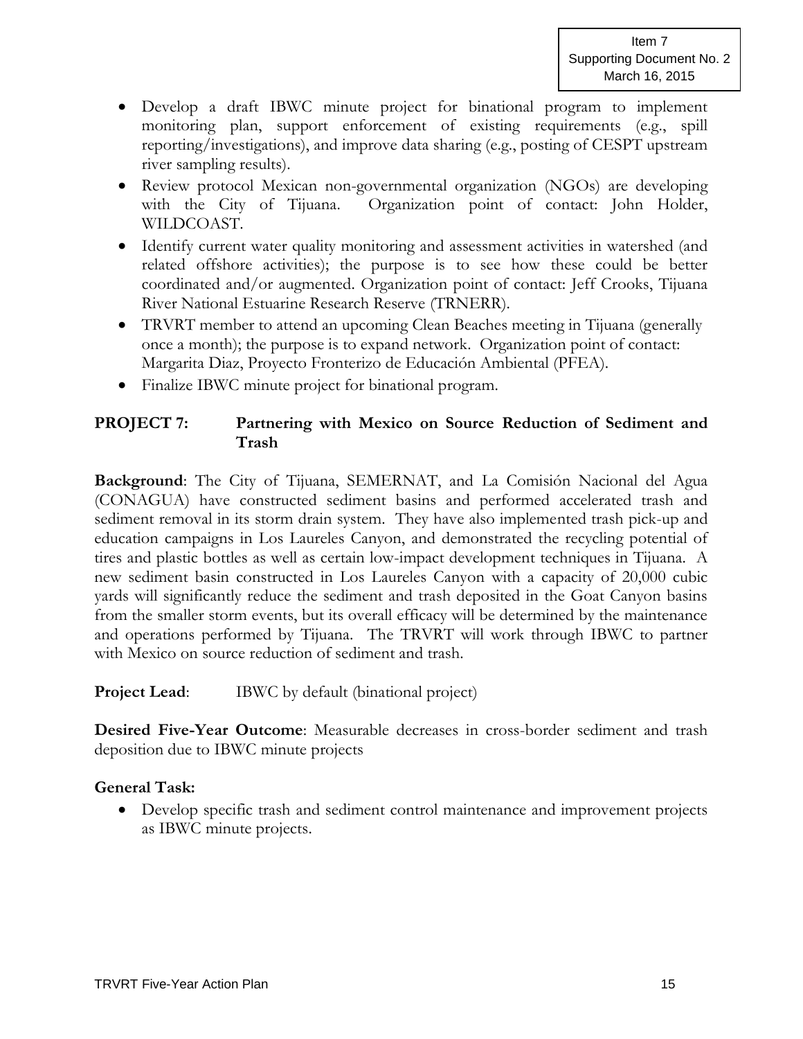- Develop a draft IBWC minute project for binational program to implement monitoring plan, support enforcement of existing requirements (e.g., spill reporting/investigations), and improve data sharing (e.g., posting of CESPT upstream river sampling results).
- Review protocol Mexican non-governmental organization (NGOs) are developing with the City of Tijuana. Organization point of contact: John Holder, WILDCOAST.
- Identify current water quality monitoring and assessment activities in watershed (and related offshore activities); the purpose is to see how these could be better coordinated and/or augmented. Organization point of contact: Jeff Crooks, Tijuana River National Estuarine Research Reserve (TRNERR).
- TRVRT member to attend an upcoming Clean Beaches meeting in Tijuana (generally once a month); the purpose is to expand network. Organization point of contact: Margarita Diaz, Proyecto Fronterizo de Educación Ambiental (PFEA).
- Finalize IBWC minute project for binational program.

## PROJECT 7: Partnering with Mexico on Source Reduction of Sediment and Trash

**Background**: The City of Tijuana, SEMERNAT, and La Comisión Nacional del Agua (CONAGUA) have constructed sediment basins and performed accelerated trash and sediment removal in its storm drain system. They have also implemented trash pick-up and education campaigns in Los Laureles Canyon, and demonstrated the recycling potential of tires and plastic bottles as well as certain low-impact development techniques in Tijuana. A new sediment basin constructed in Los Laureles Canyon with a capacity of 20,000 cubic yards will significantly reduce the sediment and trash deposited in the Goat Canyon basins from the smaller storm events, but its overall efficacy will be determined by the maintenance and operations performed by Tijuana. The TRVRT will work through IBWC to partner with Mexico on source reduction of sediment and trash.

**Project Lead**: IBWC by default (binational project)

**Desired Five-Year Outcome**: Measurable decreases in cross-border sediment and trash deposition due to IBWC minute projects

**General Task:**

- Develop specific trash and sediment control maintenance and improvement projects as IBWC minute projects.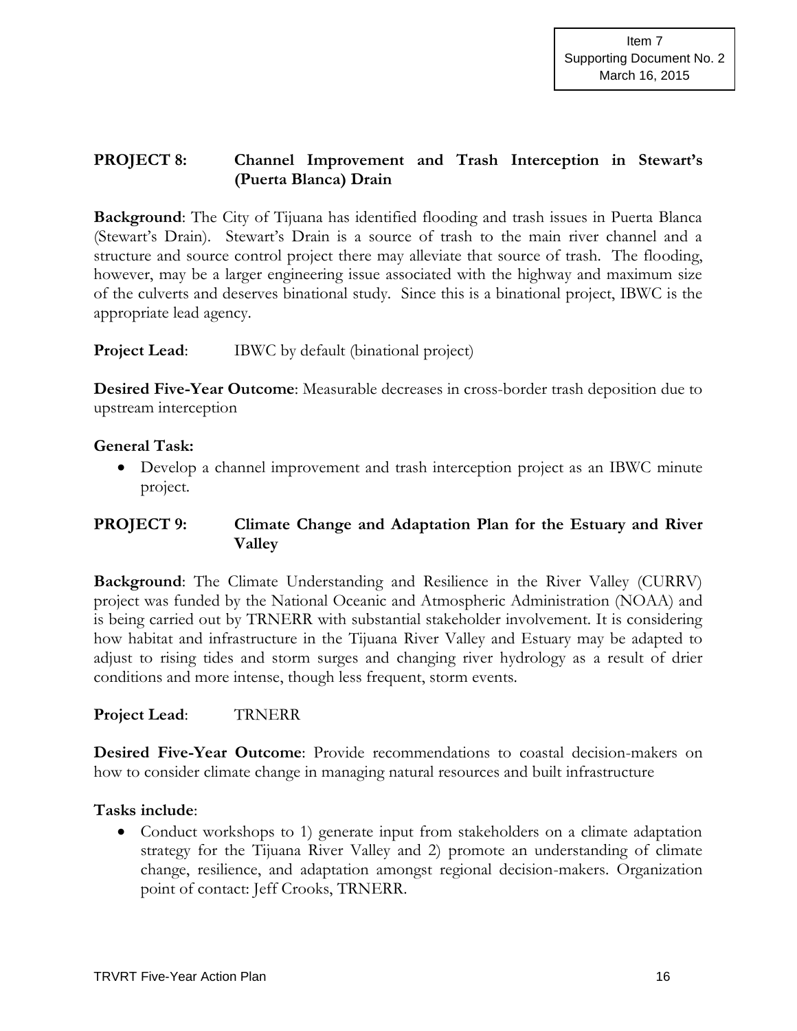## PROJECT 8: Channel Improvement and Trash Interception in Stewart's (Puerta Blanca) Drain

**Background**: The City of Tijuana has identified flooding and trash issues in Puerta Blanca (Stewart's Drain). Stewart's Drain is a source of trash to the main river channel and a structure and source control project there may alleviate that source of trash. The flooding, however, may be a larger engineering issue associated with the highway and maximum size of the culverts and deserves binational study. Since this is a binational project, IBWC is the appropriate lead agency.

**Project Lead**: IBWC by default (binational project)

**Desired Five-Year Outcome**: Measurable decreases in cross-border trash deposition due to upstream interception

**General Task:**

- Develop a channel improvement and trash interception project as an IBWC minute project.

## PROJECT 9: Climate Change and Adaptation Plan for the Estuary and River Valley

**Background**: The Climate Understanding and Resilience in the River Valley (CURRV) project was funded by the National Oceanic and Atmospheric Administration (NOAA) and is being carried out by TRNERR with substantial stakeholder involvement. It is considering how habitat and infrastructure in the Tijuana River Valley and Estuary may be adapted to adjust to rising tides and storm surges and changing river hydrology as a result of drier conditions and more intense, though less frequent, storm events.

**Project Lead**: TRNERR

**Desired Five-Year Outcome**: Provide recommendations to coastal decision-makers on how to consider climate change in managing natural resources and built infrastructure

**Tasks include**:

- Conduct workshops to 1) generate input from stakeholders on a climate adaptation strategy for the Tijuana River Valley and 2) promote an understanding of climate change, resilience, and adaptation amongst regional decision-makers. Organization point of contact: Jeff Crooks, TRNERR.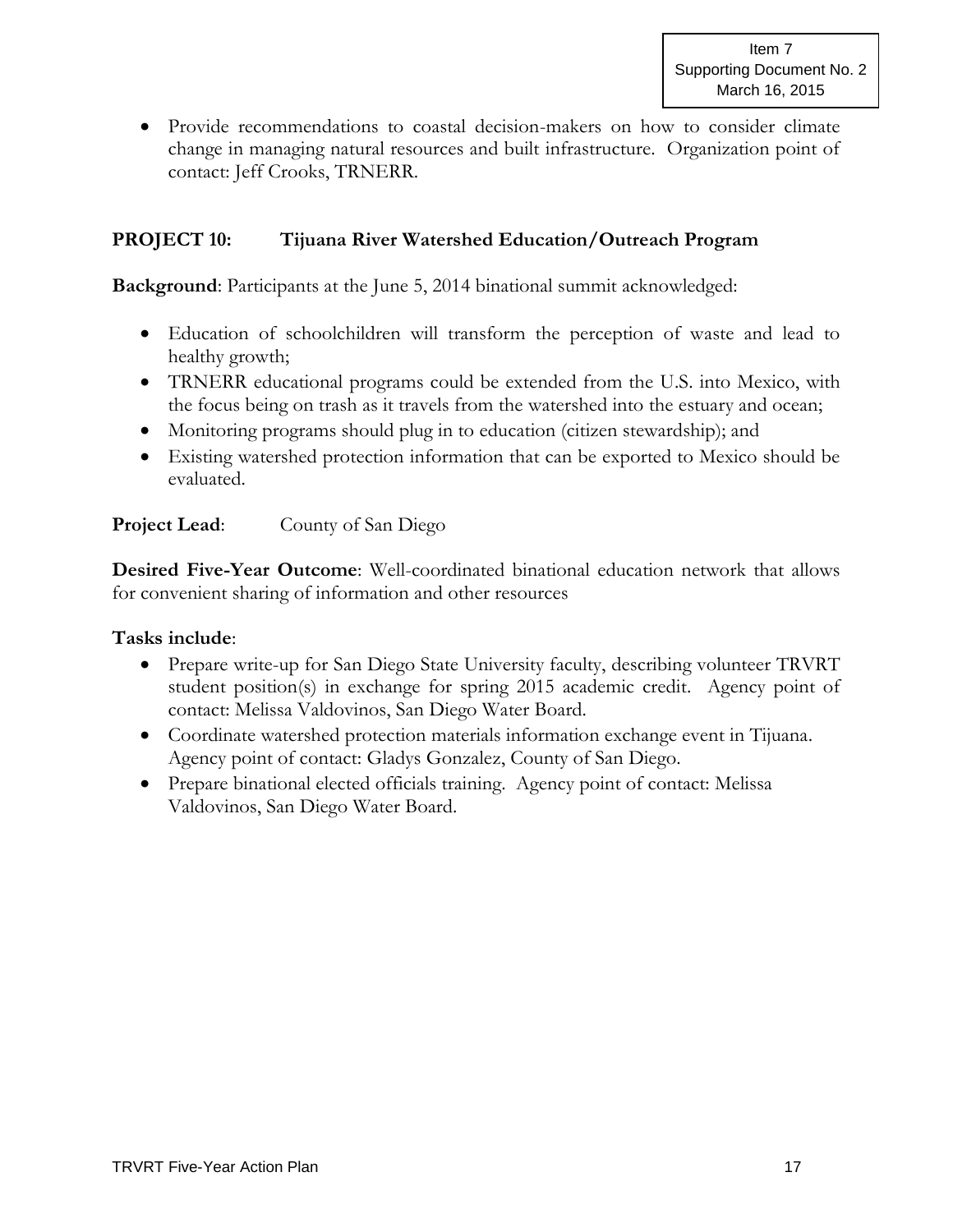- Provide recommendations to coastal decision-makers on how to consider climate change in managing natural resources and built infrastructure. Organization point of contact: Jeff Crooks, TRNERR.

### PROJECT 10: Tijuana River Watershed Education/Outreach Program

**Background**: Participants at the June 5, 2014 binational summit acknowledged:

- Education of schoolchildren will transform the perception of waste and lead to healthy growth;
- TRNERR educational programs could be extended from the U.S. into Mexico, with the focus being on trash as it travels from the watershed into the estuary and ocean;
- Monitoring programs should plug in to education (citizen stewardship); and
- Existing watershed protection information that can be exported to Mexico should be evaluated.

**Project Lead**: County of San Diego

**Desired Five-Year Outcome**: Well-coordinated binational education network that allows for convenient sharing of information and other resources

**Tasks include**:

- Prepare write-up for San Diego State University faculty, describing volunteer TRVRT student position(s) in exchange for spring 2015 academic credit. Agency point of contact: Melissa Valdovinos, San Diego Water Board.
- Coordinate watershed protection materials information exchange event in Tijuana. Agency point of contact: Gladys Gonzalez, County of San Diego.
- Prepare binational elected officials training. Agency point of contact: Melissa Valdovinos, San Diego Water Board.